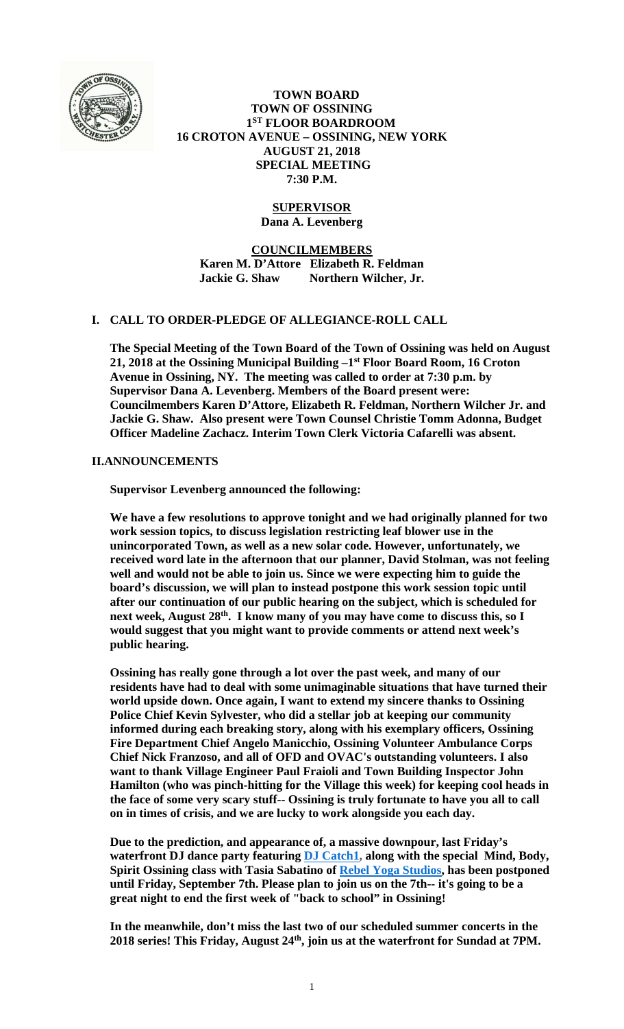**TOWN BOARD**
**TOWN OF OSSINING**
**1ST FLOOR BOARDROOM**
**16 CROTON AVENUE – OSSINING, NEW YORK**
**AUGUST 21, 2018**
**SPECIAL MEETING**
**7:30 P.M.**

**SUPERVISOR**
**Dana A. Levenberg**

**COUNCILMEMBERS**
**Karen M. D'Attore Elizabeth R. Feldman**
**Jackie G. Shaw Northern Wilcher, Jr.**

## I. CALL TO ORDER-PLEDGE OF ALLEGIANCE-ROLL CALL

**The Special Meeting of the Town Board of the Town of Ossining was held on August 21, 2018 at the Ossining Municipal Building –1st Floor Board Room, 16 Croton Avenue in Ossining, NY. The meeting was called to order at 7:30 p.m. by Supervisor Dana A. Levenberg. Members of the Board present were: Councilmembers Karen D'Attore, Elizabeth R. Feldman, Northern Wilcher Jr. and Jackie G. Shaw. Also present were Town Counsel Christie Tomm Adonna, Budget Officer Madeline Zachacz. Interim Town Clerk Victoria Cafarelli was absent.**

## II. ANNOUNCEMENTS

**Supervisor Levenberg announced the following:**

**We have a few resolutions to approve tonight and we had originally planned for two work session topics, to discuss legislation restricting leaf blower use in the unincorporated Town, as well as a new solar code. However, unfortunately, we received word late in the afternoon that our planner, David Stolman, was not feeling well and would not be able to join us. Since we were expecting him to guide the board's discussion, we will plan to instead postpone this work session topic until after our continuation of our public hearing on the subject, which is scheduled for next week, August 28th. I know many of you may have come to discuss this, so I would suggest that you might want to provide comments or attend next week's public hearing.**

**Ossining has really gone through a lot over the past week, and many of our residents have had to deal with some unimaginable situations that have turned their world upside down. Once again, I want to extend my sincere thanks to Ossining Police Chief Kevin Sylvester, who did a stellar job at keeping our community informed during each breaking story, along with his exemplary officers, Ossining Fire Department Chief Angelo Manicchio, Ossining Volunteer Ambulance Corps Chief Nick Franzoso, and all of OFD and OVAC's outstanding volunteers. I also want to thank Village Engineer Paul Fraioli and Town Building Inspector John Hamilton (who was pinch-hitting for the Village this week) for keeping cool heads in the face of some very scary stuff-- Ossining is truly fortunate to have you all to call on in times of crisis, and we are lucky to work alongside you each day.**

**Due to the prediction, and appearance of, a massive downpour, last Friday's waterfront DJ dance party featuring DJ Catch1, along with the special Mind, Body, Spirit Ossining class with Tasia Sabatino of Rebel Yoga Studios, has been postponed until Friday, September 7th. Please plan to join us on the 7th-- it's going to be a great night to end the first week of "back to school" in Ossining!**

**In the meanwhile, don't miss the last two of our scheduled summer concerts in the 2018 series! This Friday, August 24th, join us at the waterfront for Sundad at 7PM.**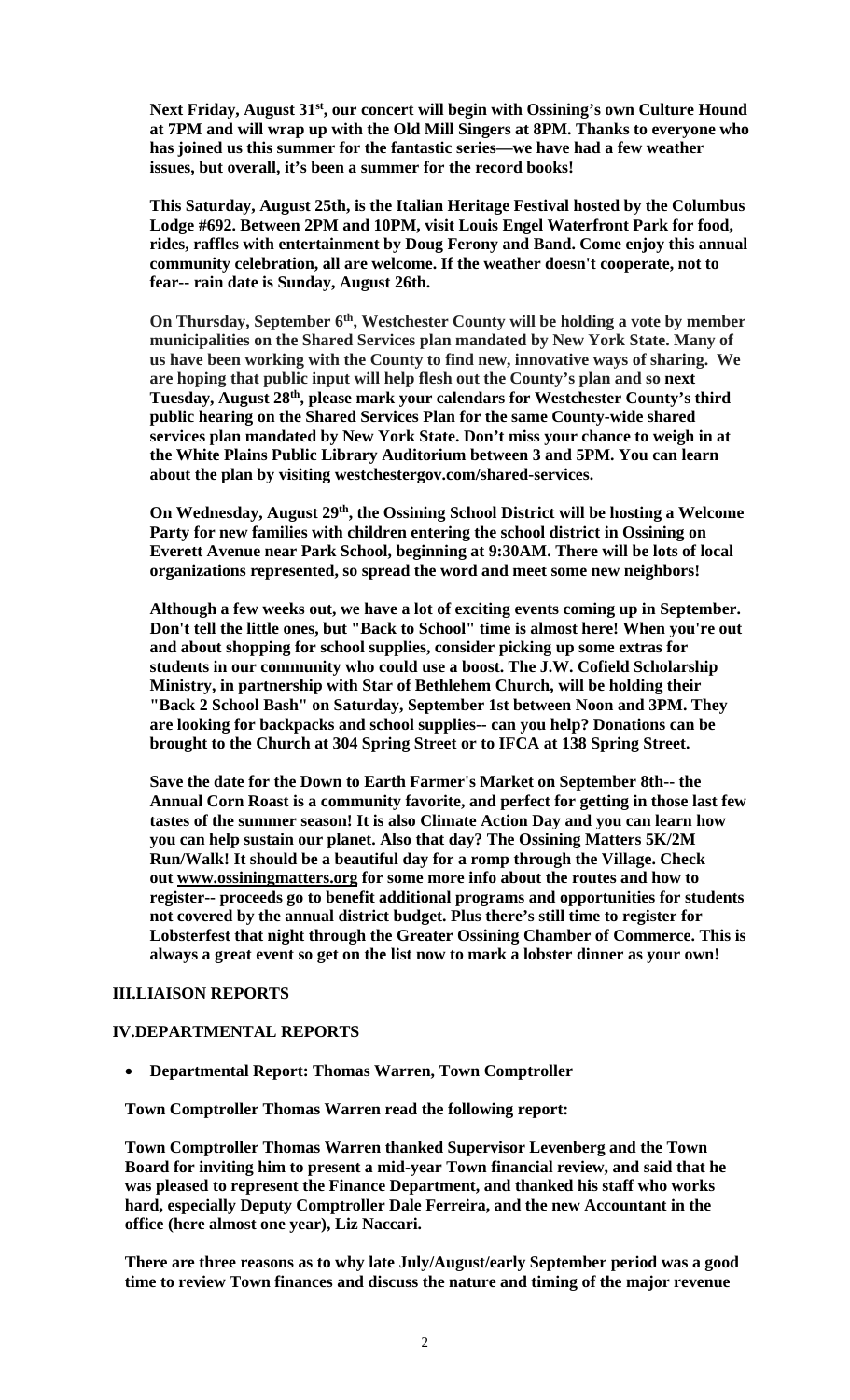**Next Friday, August 31st, our concert will begin with Ossining's own Culture Hound at 7PM and will wrap up with the Old Mill Singers at 8PM. Thanks to everyone who has joined us this summer for the fantastic series—we have had a few weather issues, but overall, it's been a summer for the record books!**

**This Saturday, August 25th, is the Italian Heritage Festival hosted by the Columbus Lodge #692. Between 2PM and 10PM, visit Louis Engel Waterfront Park for food, rides, raffles with entertainment by Doug Ferony and Band. Come enjoy this annual community celebration, all are welcome. If the weather doesn't cooperate, not to fear-- rain date is Sunday, August 26th.**

**On Thursday, September 6th, Westchester County will be holding a vote by member municipalities on the Shared Services plan mandated by New York State. Many of us have been working with the County to find new, innovative ways of sharing. We are hoping that public input will help flesh out the County's plan and so next Tuesday, August 28th, please mark your calendars for Westchester County's third public hearing on the Shared Services Plan for the same County-wide shared services plan mandated by New York State. Don't miss your chance to weigh in at the White Plains Public Library Auditorium between 3 and 5PM. You can learn about the plan by visiting westchestergov.com/shared-services.**

**On Wednesday, August 29th, the Ossining School District will be hosting a Welcome Party for new families with children entering the school district in Ossining on Everett Avenue near Park School, beginning at 9:30AM. There will be lots of local organizations represented, so spread the word and meet some new neighbors!**

**Although a few weeks out, we have a lot of exciting events coming up in September. Don't tell the little ones, but "Back to School" time is almost here! When you're out and about shopping for school supplies, consider picking up some extras for students in our community who could use a boost. The J.W. Cofield Scholarship Ministry, in partnership with Star of Bethlehem Church, will be holding their "Back 2 School Bash" on Saturday, September 1st between Noon and 3PM. They are looking for backpacks and school supplies-- can you help? Donations can be brought to the Church at 304 Spring Street or to IFCA at 138 Spring Street.**

**Save the date for the Down to Earth Farmer's Market on September 8th-- the Annual Corn Roast is a community favorite, and perfect for getting in those last few tastes of the summer season! It is also Climate Action Day and you can learn how you can help sustain our planet. Also that day? The Ossining Matters 5K/2M Run/Walk! It should be a beautiful day for a romp through the Village. Check out www.ossiningmatters.org for some more info about the routes and how to register-- proceeds go to benefit additional programs and opportunities for students not covered by the annual district budget. Plus there's still time to register for Lobsterfest that night through the Greater Ossining Chamber of Commerce. This is always a great event so get on the list now to mark a lobster dinner as your own!**

## III.LIAISON REPORTS

## IV.DEPARTMENTAL REPORTS

- **Departmental Report: Thomas Warren, Town Comptroller**

**Town Comptroller Thomas Warren read the following report:**

**Town Comptroller Thomas Warren thanked Supervisor Levenberg and the Town Board for inviting him to present a mid-year Town financial review, and said that he was pleased to represent the Finance Department, and thanked his staff who works hard, especially Deputy Comptroller Dale Ferreira, and the new Accountant in the office (here almost one year), Liz Naccari.**

**There are three reasons as to why late July/August/early September period was a good time to review Town finances and discuss the nature and timing of the major revenue**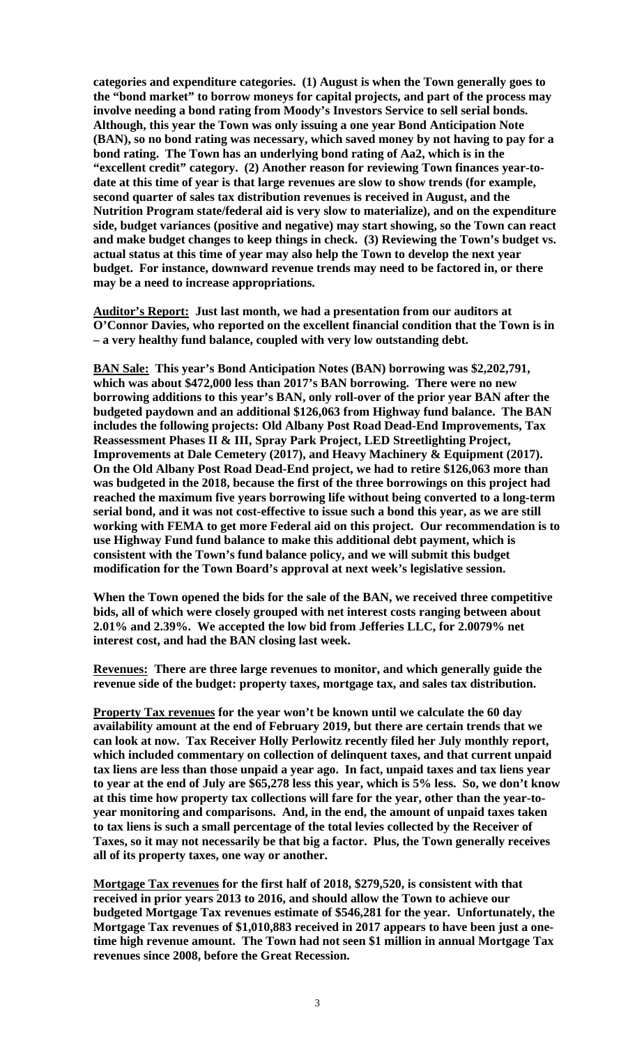**categories and expenditure categories. (1) August is when the Town generally goes to the "bond market" to borrow moneys for capital projects, and part of the process may involve needing a bond rating from Moody's Investors Service to sell serial bonds. Although, this year the Town was only issuing a one year Bond Anticipation Note (BAN), so no bond rating was necessary, which saved money by not having to pay for a bond rating. The Town has an underlying bond rating of Aa2, which is in the "excellent credit" category. (2) Another reason for reviewing Town finances year-to-date at this time of year is that large revenues are slow to show trends (for example, second quarter of sales tax distribution revenues is received in August, and the Nutrition Program state/federal aid is very slow to materialize), and on the expenditure side, budget variances (positive and negative) may start showing, so the Town can react and make budget changes to keep things in check. (3) Reviewing the Town's budget vs. actual status at this time of year may also help the Town to develop the next year budget. For instance, downward revenue trends may need to be factored in, or there may be a need to increase appropriations.**

**<u>Auditor's Report:</u> Just last month, we had a presentation from our auditors at O'Connor Davies, who reported on the excellent financial condition that the Town is in – a very healthy fund balance, coupled with very low outstanding debt.**

**<u>BAN Sale:</u> This year's Bond Anticipation Notes (BAN) borrowing was $2,202,791, which was about $472,000 less than 2017's BAN borrowing. There were no new borrowing additions to this year's BAN, only roll-over of the prior year BAN after the budgeted paydown and an additional $126,063 from Highway fund balance. The BAN includes the following projects: Old Albany Post Road Dead-End Improvements, Tax Reassessment Phases II & III, Spray Park Project, LED Streetlighting Project, Improvements at Dale Cemetery (2017), and Heavy Machinery & Equipment (2017). On the Old Albany Post Road Dead-End project, we had to retire $126,063 more than was budgeted in the 2018, because the first of the three borrowings on this project had reached the maximum five years borrowing life without being converted to a long-term serial bond, and it was not cost-effective to issue such a bond this year, as we are still working with FEMA to get more Federal aid on this project. Our recommendation is to use Highway Fund fund balance to make this additional debt payment, which is consistent with the Town's fund balance policy, and we will submit this budget modification for the Town Board's approval at next week's legislative session.**

**When the Town opened the bids for the sale of the BAN, we received three competitive bids, all of which were closely grouped with net interest costs ranging between about 2.01% and 2.39%. We accepted the low bid from Jefferies LLC, for 2.0079% net interest cost, and had the BAN closing last week.**

**<u>Revenues:</u> There are three large revenues to monitor, and which generally guide the revenue side of the budget: property taxes, mortgage tax, and sales tax distribution.**

**<u>Property Tax revenues</u> for the year won't be known until we calculate the 60 day availability amount at the end of February 2019, but there are certain trends that we can look at now. Tax Receiver Holly Perlowitz recently filed her July monthly report, which included commentary on collection of delinquent taxes, and that current unpaid tax liens are less than those unpaid a year ago. In fact, unpaid taxes and tax liens year to year at the end of July are $65,278 less this year, which is 5% less. So, we don't know at this time how property tax collections will fare for the year, other than the year-to-year monitoring and comparisons. And, in the end, the amount of unpaid taxes taken to tax liens is such a small percentage of the total levies collected by the Receiver of Taxes, so it may not necessarily be that big a factor. Plus, the Town generally receives all of its property taxes, one way or another.**

**<u>Mortgage Tax revenues</u> for the first half of 2018, $279,520, is consistent with that received in prior years 2013 to 2016, and should allow the Town to achieve our budgeted Mortgage Tax revenues estimate of $546,281 for the year. Unfortunately, the Mortgage Tax revenues of $1,010,883 received in 2017 appears to have been just a one-time high revenue amount. The Town had not seen $1 million in annual Mortgage Tax revenues since 2008, before the Great Recession.**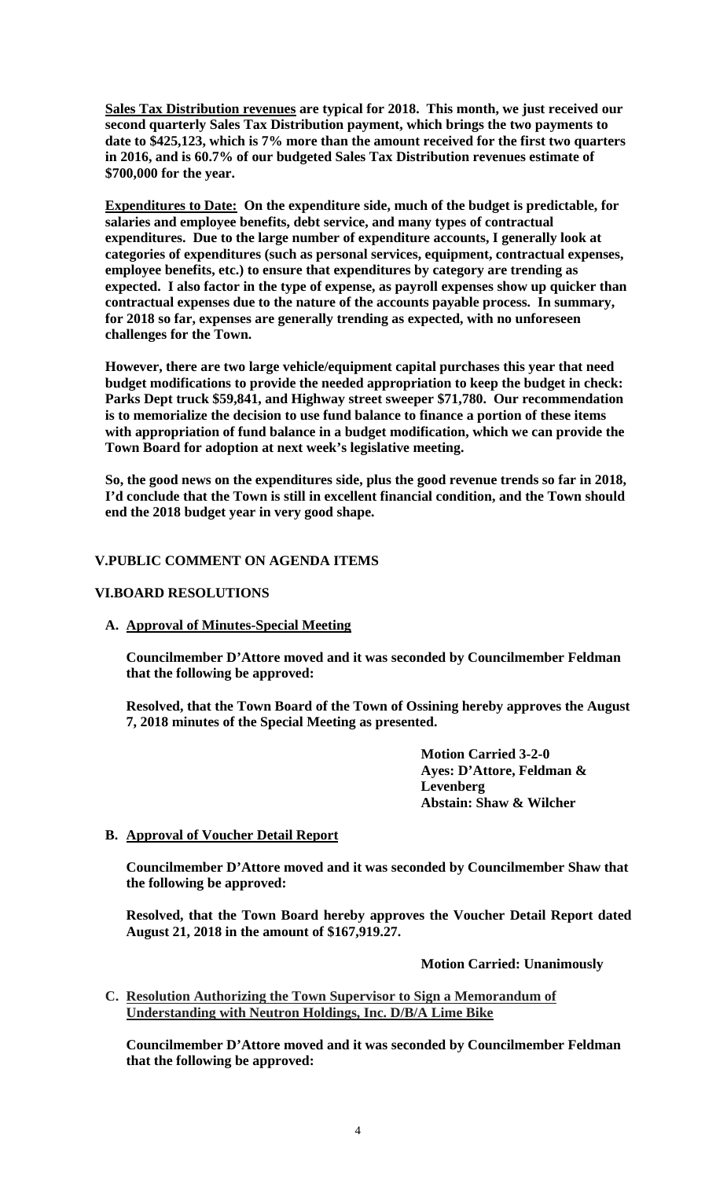**Sales Tax Distribution revenues are typical for 2018. This month, we just received our second quarterly Sales Tax Distribution payment, which brings the two payments to date to $425,123, which is 7% more than the amount received for the first two quarters in 2016, and is 60.7% of our budgeted Sales Tax Distribution revenues estimate of $700,000 for the year.**

**Expenditures to Date: On the expenditure side, much of the budget is predictable, for salaries and employee benefits, debt service, and many types of contractual expenditures. Due to the large number of expenditure accounts, I generally look at categories of expenditures (such as personal services, equipment, contractual expenses, employee benefits, etc.) to ensure that expenditures by category are trending as expected. I also factor in the type of expense, as payroll expenses show up quicker than contractual expenses due to the nature of the accounts payable process. In summary, for 2018 so far, expenses are generally trending as expected, with no unforeseen challenges for the Town.**

**However, there are two large vehicle/equipment capital purchases this year that need budget modifications to provide the needed appropriation to keep the budget in check: Parks Dept truck $59,841, and Highway street sweeper $71,780. Our recommendation is to memorialize the decision to use fund balance to finance a portion of these items with appropriation of fund balance in a budget modification, which we can provide the Town Board for adoption at next week's legislative meeting.**

**So, the good news on the expenditures side, plus the good revenue trends so far in 2018, I'd conclude that the Town is still in excellent financial condition, and the Town should end the 2018 budget year in very good shape.**

## V.PUBLIC COMMENT ON AGENDA ITEMS

## VI.BOARD RESOLUTIONS

**A. Approval of Minutes-Special Meeting**

**Councilmember D'Attore moved and it was seconded by Councilmember Feldman that the following be approved:**

**Resolved, that the Town Board of the Town of Ossining hereby approves the August 7, 2018 minutes of the Special Meeting as presented.**

**Motion Carried 3-2-0**
**Ayes: D'Attore, Feldman & Levenberg**
**Abstain: Shaw & Wilcher**

**B. Approval of Voucher Detail Report**

**Councilmember D'Attore moved and it was seconded by Councilmember Shaw that the following be approved:**

**Resolved, that the Town Board hereby approves the Voucher Detail Report dated August 21, 2018 in the amount of $167,919.27.**

**Motion Carried: Unanimously**

**C. Resolution Authorizing the Town Supervisor to Sign a Memorandum of Understanding with Neutron Holdings, Inc. D/B/A Lime Bike**

**Councilmember D'Attore moved and it was seconded by Councilmember Feldman that the following be approved:**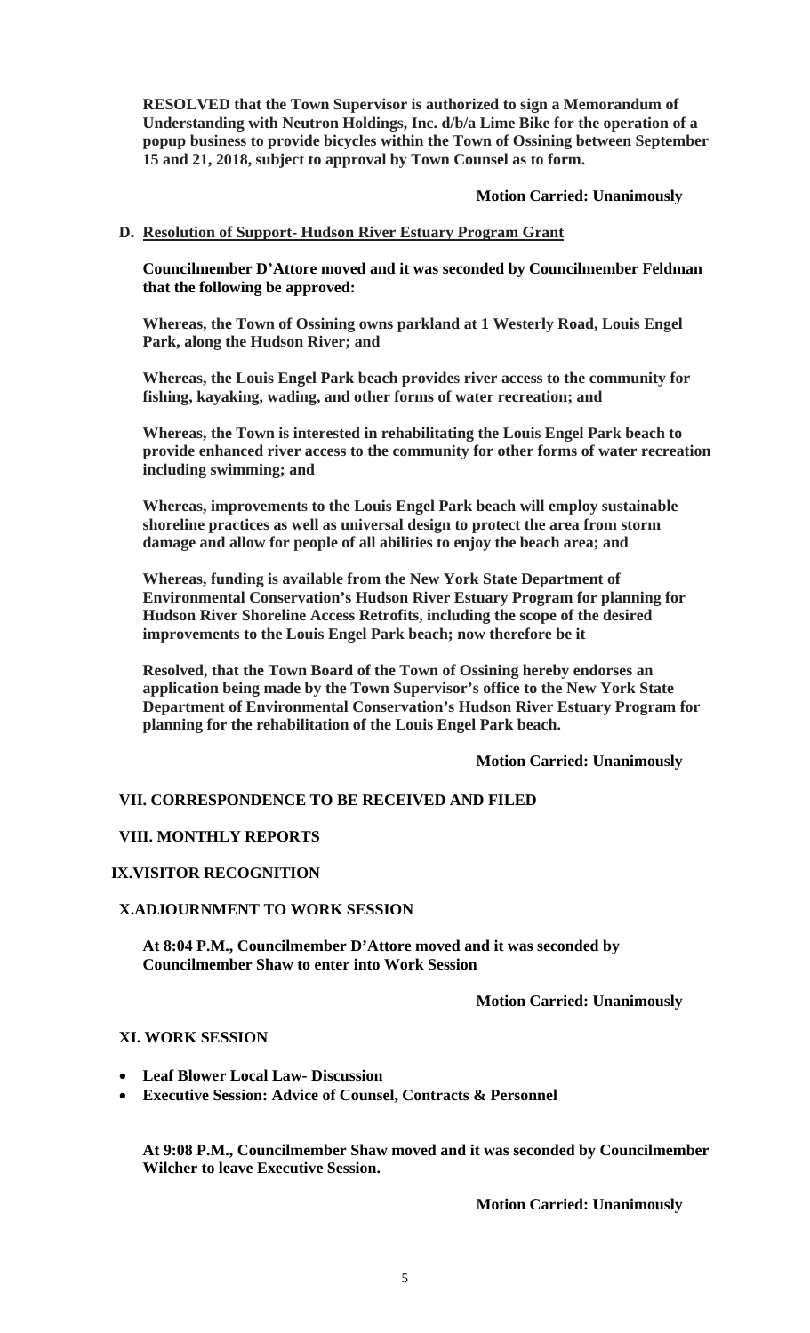**RESOLVED that the Town Supervisor is authorized to sign a Memorandum of Understanding with Neutron Holdings, Inc. d/b/a Lime Bike for the operation of a popup business to provide bicycles within the Town of Ossining between September 15 and 21, 2018, subject to approval by Town Counsel as to form.**

**Motion Carried: Unanimously**

**D. Resolution of Support- Hudson River Estuary Program Grant**

**Councilmember D'Attore moved and it was seconded by Councilmember Feldman that the following be approved:**

**Whereas, the Town of Ossining owns parkland at 1 Westerly Road, Louis Engel Park, along the Hudson River; and**

**Whereas, the Louis Engel Park beach provides river access to the community for fishing, kayaking, wading, and other forms of water recreation; and**

**Whereas, the Town is interested in rehabilitating the Louis Engel Park beach to provide enhanced river access to the community for other forms of water recreation including swimming; and**

**Whereas, improvements to the Louis Engel Park beach will employ sustainable shoreline practices as well as universal design to protect the area from storm damage and allow for people of all abilities to enjoy the beach area; and**

**Whereas, funding is available from the New York State Department of Environmental Conservation's Hudson River Estuary Program for planning for Hudson River Shoreline Access Retrofits, including the scope of the desired improvements to the Louis Engel Park beach; now therefore be it**

**Resolved, that the Town Board of the Town of Ossining hereby endorses an application being made by the Town Supervisor's office to the New York State Department of Environmental Conservation's Hudson River Estuary Program for planning for the rehabilitation of the Louis Engel Park beach.**

**Motion Carried: Unanimously**

**VII. CORRESPONDENCE TO BE RECEIVED AND FILED**

**VIII. MONTHLY REPORTS**

**IX.VISITOR RECOGNITION**

**X.ADJOURNMENT TO WORK SESSION**

**At 8:04 P.M., Councilmember D'Attore moved and it was seconded by Councilmember Shaw to enter into Work Session**

**Motion Carried: Unanimously**

**XI. WORK SESSION**

- **Leaf Blower Local Law- Discussion**
- **Executive Session: Advice of Counsel, Contracts & Personnel**

**At 9:08 P.M., Councilmember Shaw moved and it was seconded by Councilmember Wilcher to leave Executive Session.**

**Motion Carried: Unanimously**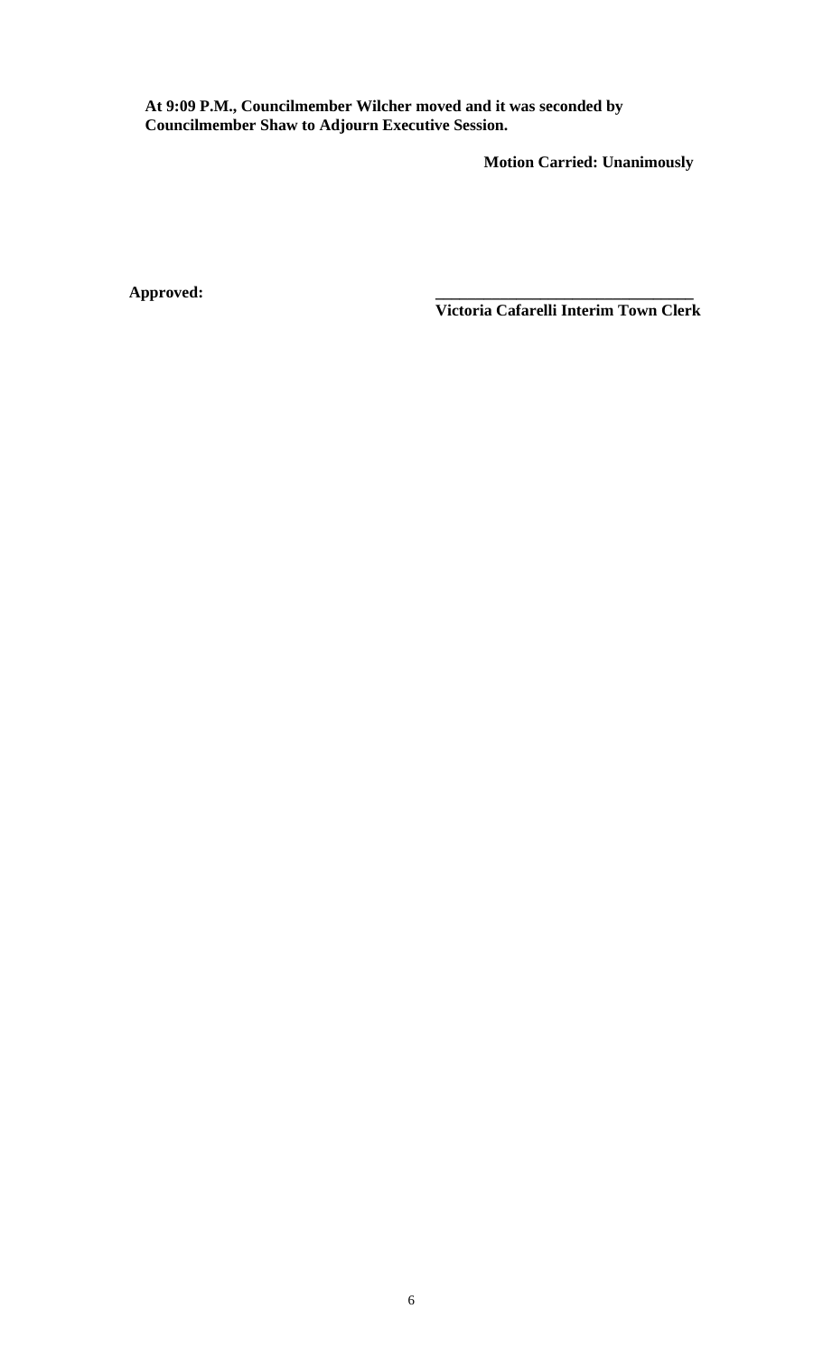**At 9:09 P.M., Councilmember Wilcher moved and it was seconded by Councilmember Shaw to Adjourn Executive Session.**

**Motion Carried: Unanimously**

**Approved:** _______________________________

**Victoria Cafarelli Interim Town Clerk**